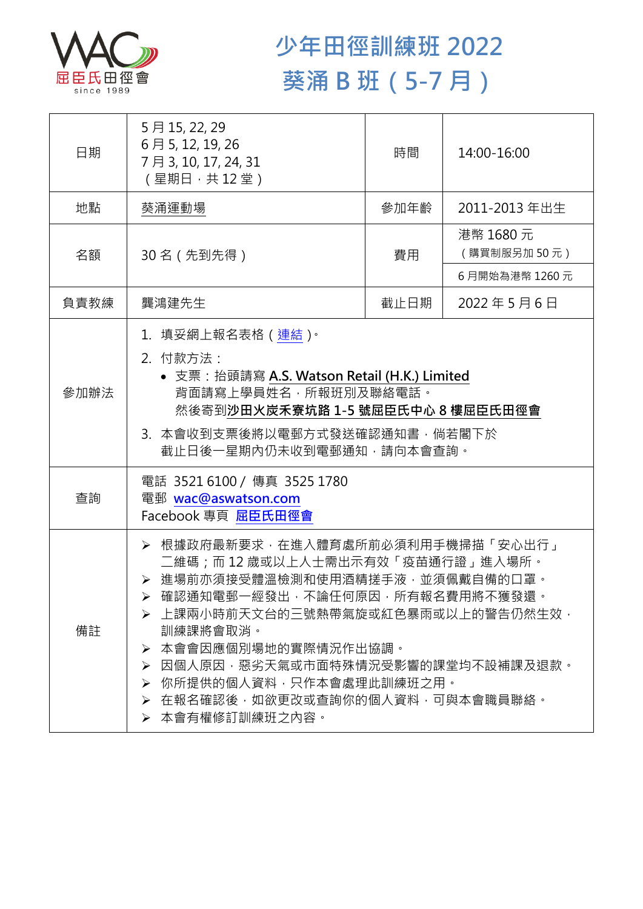屈臣氏田徑會 since 1989

# 少年田徑訓練班 2022
# 葵涌 B 班（5-7 月）

| 日期 | 5 月 15, 22, 29<br>6 月 5, 12, 19, 26<br>7 月 3, 10, 17, 24, 31<br>（星期日，共 12 堂） | 時間 | 14:00-16:00 |
|---|---|---|---|
| 地點 | 葵涌運動場 | 參加年齡 | 2011-2013 年出生 |
| 名額 | 30 名（先到先得） | 費用 | 港幣 1680 元<br>（購買制服另加 50 元）<br>6 月開始為港幣 1260 元 |
| 負責教練 | 龔鴻建先生 | 截止日期 | 2022 年 5 月 6 日 |
| 參加辦法 | 1. 填妥網上報名表格（連結）。<br>2. 付款方法：<br>• 支票：抬頭請寫 **A.S. Watson Retail (H.K.) Limited**<br>背面請寫上學員姓名，所報班別及聯絡電話。<br>然後寄到**沙田火炭禾寮坑路 1-5 號屈臣氏中心 8 樓屈臣氏田徑會**<br>3. 本會收到支票後將以電郵方式發送確認通知書，倘若閣下於截止日後一星期內仍未收到電郵通知，請向本會查詢。 | | |
| 查詢 | 電話 3521 6100 / 傳真 3525 1780<br>電郵 wac@aswatson.com<br>Facebook 專頁 屈臣氏田徑會 | | |
| 備註 | ➢ 根據政府最新要求，在進入體育處所前必須利用手機掃描「安心出行」二維碼；而 12 歲或以上人士需出示有效「疫苗通行證」進入場所。<br>➢ 進場前亦須接受體溫檢測和使用酒精搓手液，並須佩戴自備的口罩。<br>➢ 確認通知電郵一經發出，不論任何原因，所有報名費用將不獲發還。<br>➢ 上課兩小時前天文台的三號熱帶氣旋或紅色暴雨或以上的警告仍然生效，訓練課將會取消。<br>➢ 本會會因應個別場地的實際情況作出協調。<br>➢ 因個人原因，惡劣天氣或市面特殊情況受影響的課堂均不設補課及退款。<br>➢ 你所提供的個人資料，只作本會處理此訓練班之用。<br>➢ 在報名確認後，如欲更改或查詢你的個人資料，可與本會職員聯絡。<br>➢ 本會有權修訂訓練班之內容。 | | |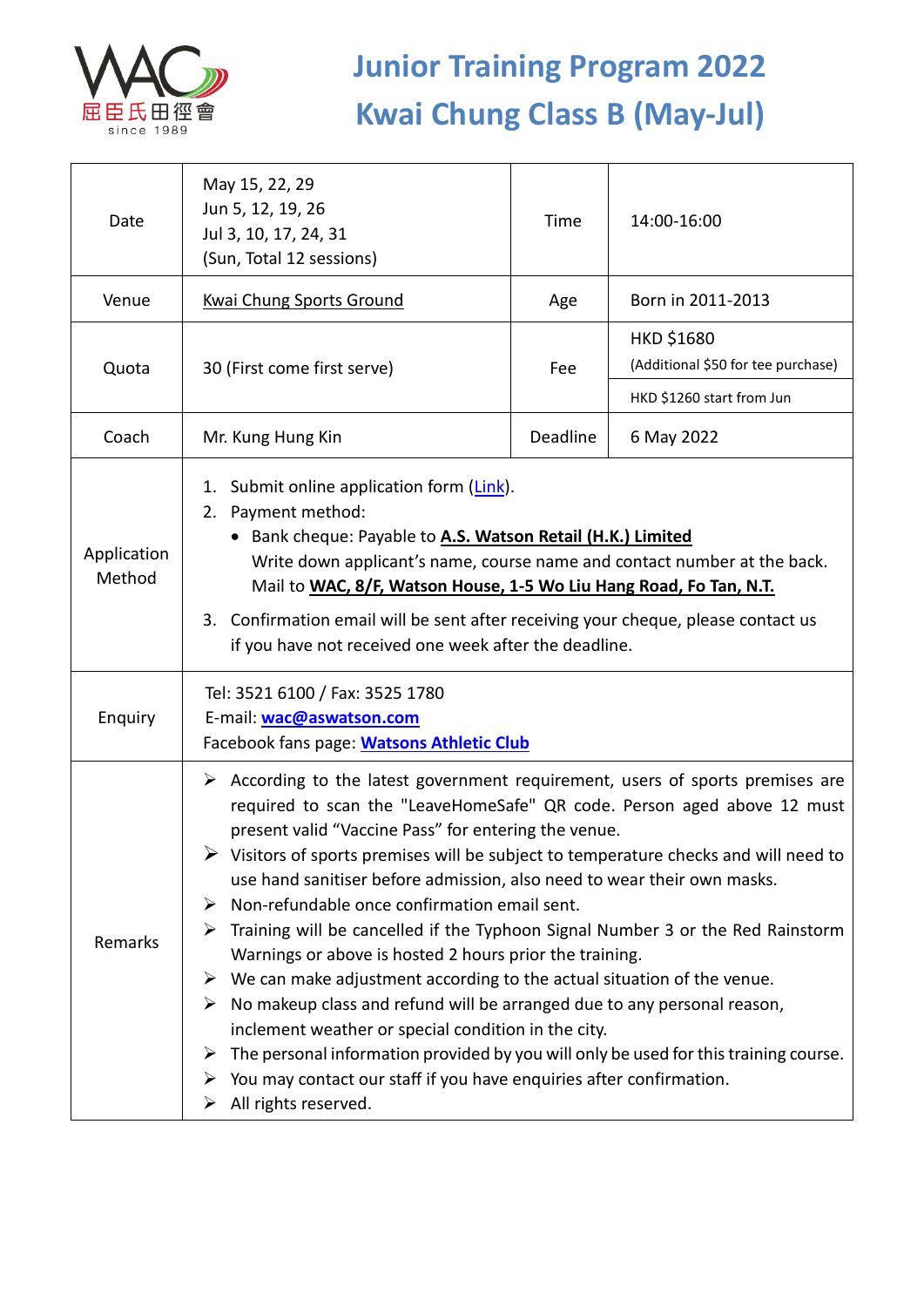# Junior Training Program 2022
# Kwai Chung Class B (May-Jul)

| | | | |
|---|---|---|---|
| Date | May 15, 22, 29<br>Jun 5, 12, 19, 26<br>Jul 3, 10, 17, 24, 31<br>(Sun, Total 12 sessions) | Time | 14:00-16:00 |
| Venue | Kwai Chung Sports Ground | Age | Born in 2011-2013 |
| Quota | 30 (First come first serve) | Fee | HKD $1680<br>(Additional $50 for tee purchase)<br>HKD $1260 start from Jun |
| Coach | Mr. Kung Hung Kin | Deadline | 6 May 2022 |
| Application Method | 1. Submit online application form (Link).<br>2. Payment method:<br>• Bank cheque: Payable to **A.S. Watson Retail (H.K.) Limited**<br>Write down applicant's name, course name and contact number at the back.<br>Mail to **WAC, 8/F, Watson House, 1-5 Wo Liu Hang Road, Fo Tan, N.T.**<br>3. Confirmation email will be sent after receiving your cheque, please contact us if you have not received one week after the deadline. | | |
| Enquiry | Tel: 3521 6100 / Fax: 3525 1780<br>E-mail: **wac@aswatson.com**<br>Facebook fans page: **Watsons Athletic Club** | | |
| Remarks | ➢ According to the latest government requirement, users of sports premises are required to scan the "LeaveHomeSafe" QR code. Person aged above 12 must present valid "Vaccine Pass" for entering the venue.<br>➢ Visitors of sports premises will be subject to temperature checks and will need to use hand sanitiser before admission, also need to wear their own masks.<br>➢ Non-refundable once confirmation email sent.<br>➢ Training will be cancelled if the Typhoon Signal Number 3 or the Red Rainstorm Warnings or above is hosted 2 hours prior the training.<br>➢ We can make adjustment according to the actual situation of the venue.<br>➢ No makeup class and refund will be arranged due to any personal reason, inclement weather or special condition in the city.<br>➢ The personal information provided by you will only be used for this training course.<br>➢ You may contact our staff if you have enquiries after confirmation.<br>➢ All rights reserved. | | |